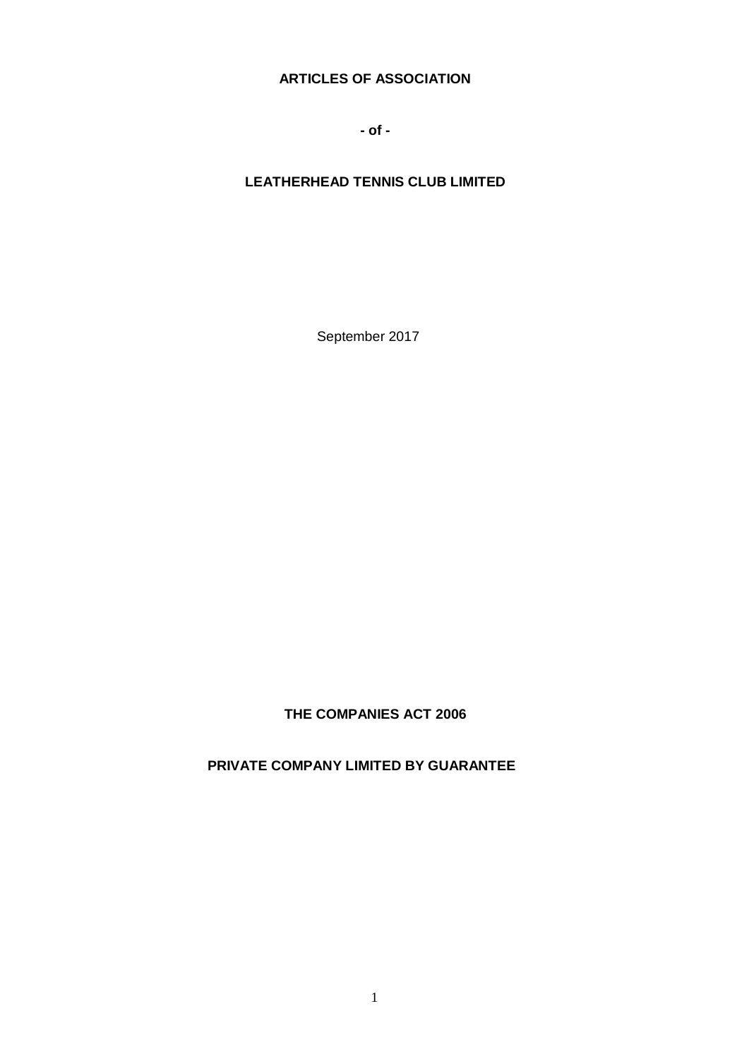# ARTICLES OF ASSOCIATION

**- of -**

# LEATHERHEAD TENNIS CLUB LIMITED

September 2017

**THE COMPANIES ACT 2006**

**PRIVATE COMPANY LIMITED BY GUARANTEE**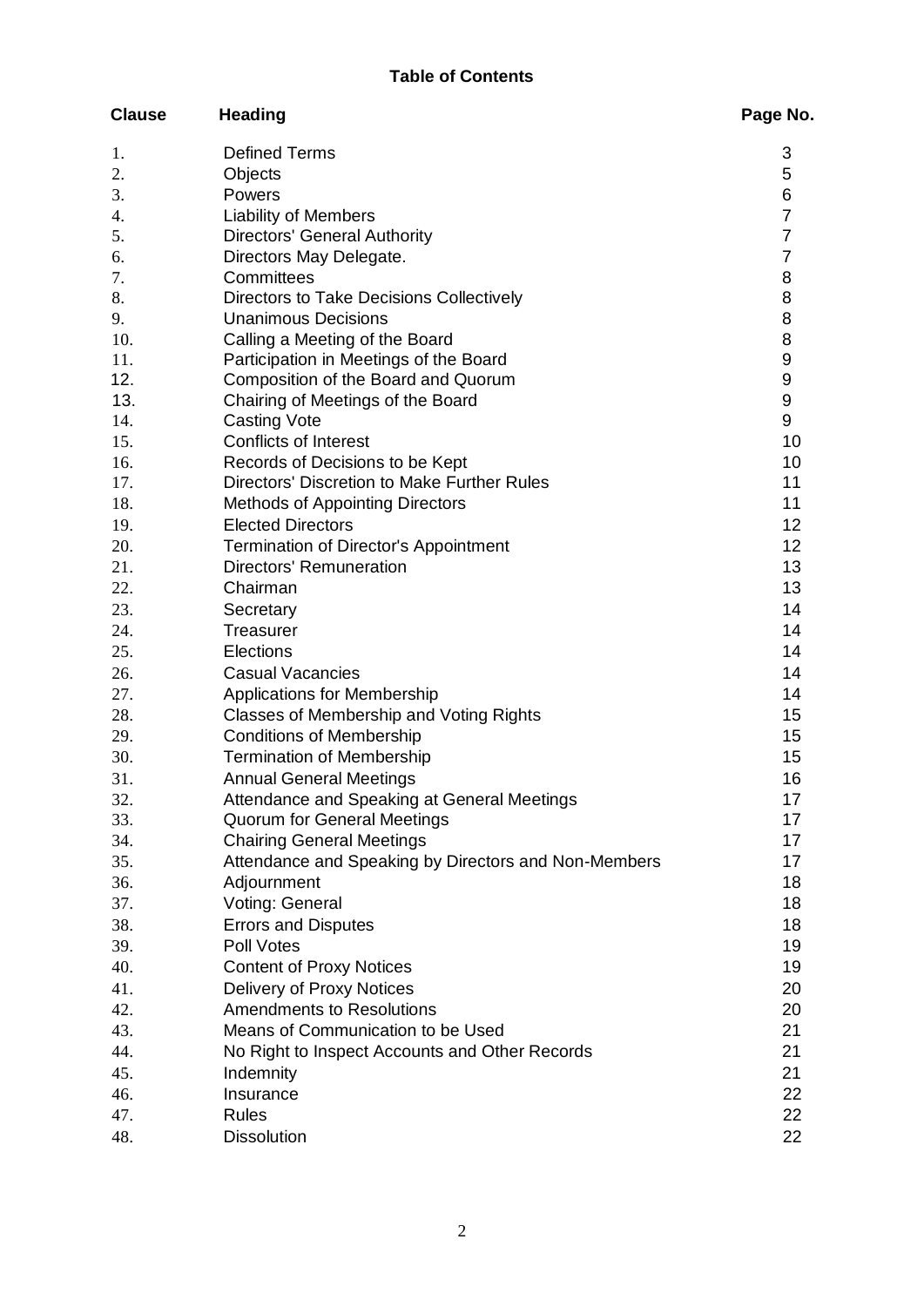## Table of Contents

| Clause | Heading | Page No. |
|---|---|---|
| 1. | Defined Terms | 3 |
| 2. | Objects | 5 |
| 3. | Powers | 6 |
| 4. | Liability of Members | 7 |
| 5. | Directors' General Authority | 7 |
| 6. | Directors May Delegate. | 7 |
| 7. | Committees | 8 |
| 8. | Directors to Take Decisions Collectively | 8 |
| 9. | Unanimous Decisions | 8 |
| 10. | Calling a Meeting of the Board | 8 |
| 11. | Participation in Meetings of the Board | 9 |
| 12. | Composition of the Board and Quorum | 9 |
| 13. | Chairing of Meetings of the Board | 9 |
| 14. | Casting Vote | 9 |
| 15. | Conflicts of Interest | 10 |
| 16. | Records of Decisions to be Kept | 10 |
| 17. | Directors' Discretion to Make Further Rules | 11 |
| 18. | Methods of Appointing Directors | 11 |
| 19. | Elected Directors | 12 |
| 20. | Termination of Director's Appointment | 12 |
| 21. | Directors' Remuneration | 13 |
| 22. | Chairman | 13 |
| 23. | Secretary | 14 |
| 24. | Treasurer | 14 |
| 25. | Elections | 14 |
| 26. | Casual Vacancies | 14 |
| 27. | Applications for Membership | 14 |
| 28. | Classes of Membership and Voting Rights | 15 |
| 29. | Conditions of Membership | 15 |
| 30. | Termination of Membership | 15 |
| 31. | Annual General Meetings | 16 |
| 32. | Attendance and Speaking at General Meetings | 17 |
| 33. | Quorum for General Meetings | 17 |
| 34. | Chairing General Meetings | 17 |
| 35. | Attendance and Speaking by Directors and Non-Members | 17 |
| 36. | Adjournment | 18 |
| 37. | Voting: General | 18 |
| 38. | Errors and Disputes | 18 |
| 39. | Poll Votes | 19 |
| 40. | Content of Proxy Notices | 19 |
| 41. | Delivery of Proxy Notices | 20 |
| 42. | Amendments to Resolutions | 20 |
| 43. | Means of Communication to be Used | 21 |
| 44. | No Right to Inspect Accounts and Other Records | 21 |
| 45. | Indemnity | 21 |
| 46. | Insurance | 22 |
| 47. | Rules | 22 |
| 48. | Dissolution | 22 |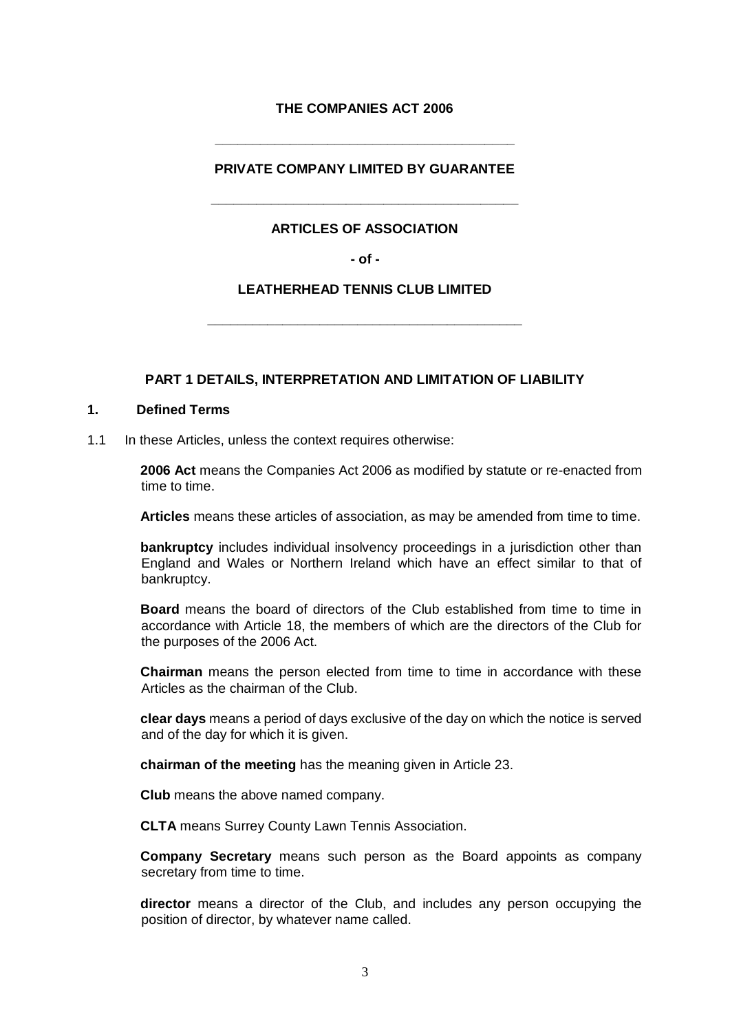**THE COMPANIES ACT 2006**

---

**PRIVATE COMPANY LIMITED BY GUARANTEE**

---

**ARTICLES OF ASSOCIATION**

**- of -**

**LEATHERHEAD TENNIS CLUB LIMITED**

---

## PART 1 DETAILS, INTERPRETATION AND LIMITATION OF LIABILITY

### 1. Defined Terms

1.1 In these Articles, unless the context requires otherwise:

**2006 Act** means the Companies Act 2006 as modified by statute or re-enacted from time to time.

**Articles** means these articles of association, as may be amended from time to time.

**bankruptcy** includes individual insolvency proceedings in a jurisdiction other than England and Wales or Northern Ireland which have an effect similar to that of bankruptcy.

**Board** means the board of directors of the Club established from time to time in accordance with Article 18, the members of which are the directors of the Club for the purposes of the 2006 Act.

**Chairman** means the person elected from time to time in accordance with these Articles as the chairman of the Club.

**clear days** means a period of days exclusive of the day on which the notice is served and of the day for which it is given.

**chairman of the meeting** has the meaning given in Article 23.

**Club** means the above named company.

**CLTA** means Surrey County Lawn Tennis Association.

**Company Secretary** means such person as the Board appoints as company secretary from time to time.

**director** means a director of the Club, and includes any person occupying the position of director, by whatever name called.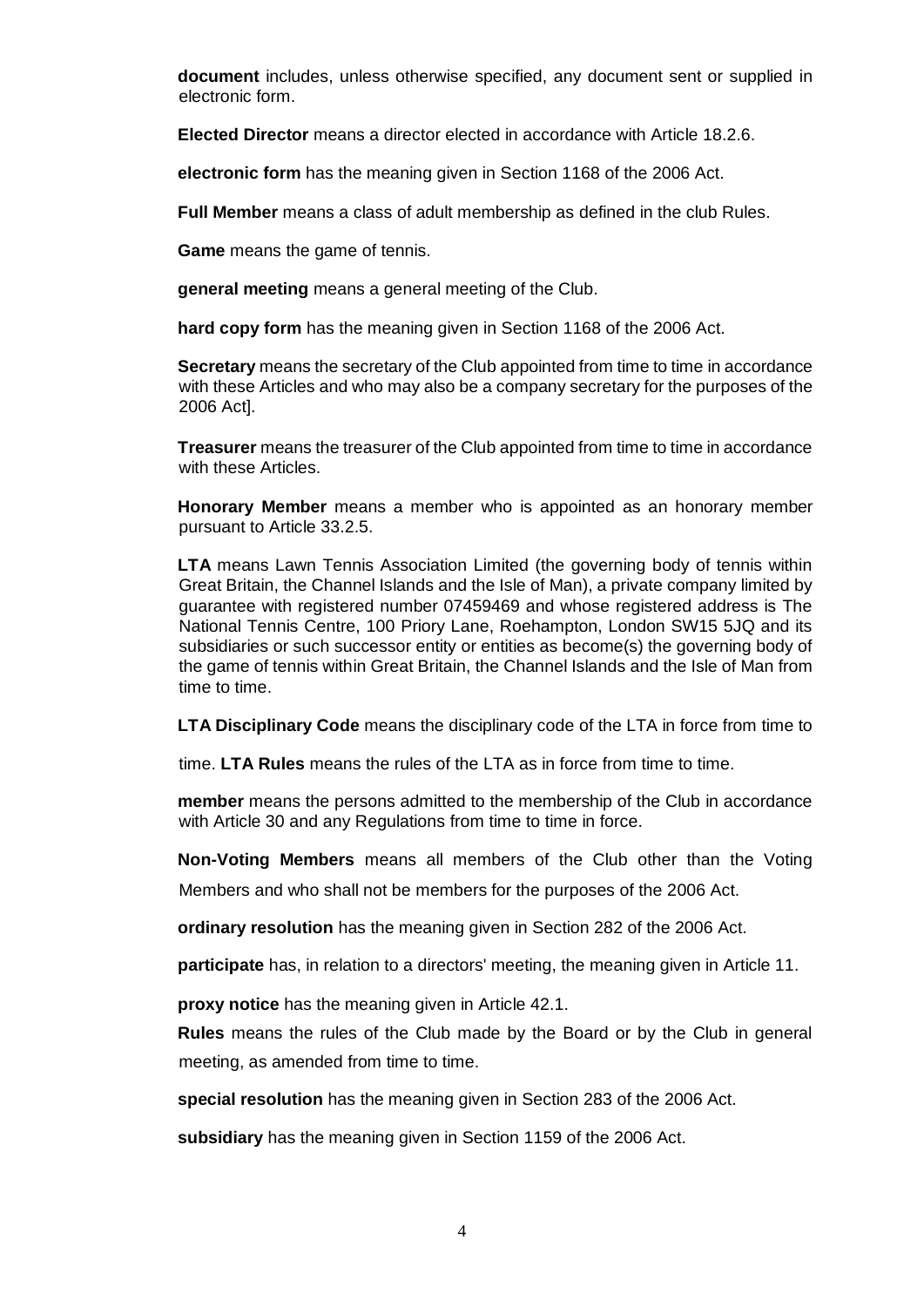**document** includes, unless otherwise specified, any document sent or supplied in electronic form.

**Elected Director** means a director elected in accordance with Article 18.2.6.

**electronic form** has the meaning given in Section 1168 of the 2006 Act.

**Full Member** means a class of adult membership as defined in the club Rules.

**Game** means the game of tennis.

**general meeting** means a general meeting of the Club.

**hard copy form** has the meaning given in Section 1168 of the 2006 Act.

**Secretary** means the secretary of the Club appointed from time to time in accordance with these Articles and who may also be a company secretary for the purposes of the 2006 Act].

**Treasurer** means the treasurer of the Club appointed from time to time in accordance with these Articles.

**Honorary Member** means a member who is appointed as an honorary member pursuant to Article 33.2.5.

**LTA** means Lawn Tennis Association Limited (the governing body of tennis within Great Britain, the Channel Islands and the Isle of Man), a private company limited by guarantee with registered number 07459469 and whose registered address is The National Tennis Centre, 100 Priory Lane, Roehampton, London SW15 5JQ and its subsidiaries or such successor entity or entities as become(s) the governing body of the game of tennis within Great Britain, the Channel Islands and the Isle of Man from time to time.

**LTA Disciplinary Code** means the disciplinary code of the LTA in force from time to time.

**LTA Rules** means the rules of the LTA as in force from time to time.

**member** means the persons admitted to the membership of the Club in accordance with Article 30 and any Regulations from time to time in force.

**Non-Voting Members** means all members of the Club other than the Voting Members and who shall not be members for the purposes of the 2006 Act.

**ordinary resolution** has the meaning given in Section 282 of the 2006 Act.

**participate** has, in relation to a directors' meeting, the meaning given in Article 11.

**proxy notice** has the meaning given in Article 42.1.

**Rules** means the rules of the Club made by the Board or by the Club in general meeting, as amended from time to time.

**special resolution** has the meaning given in Section 283 of the 2006 Act.

**subsidiary** has the meaning given in Section 1159 of the 2006 Act.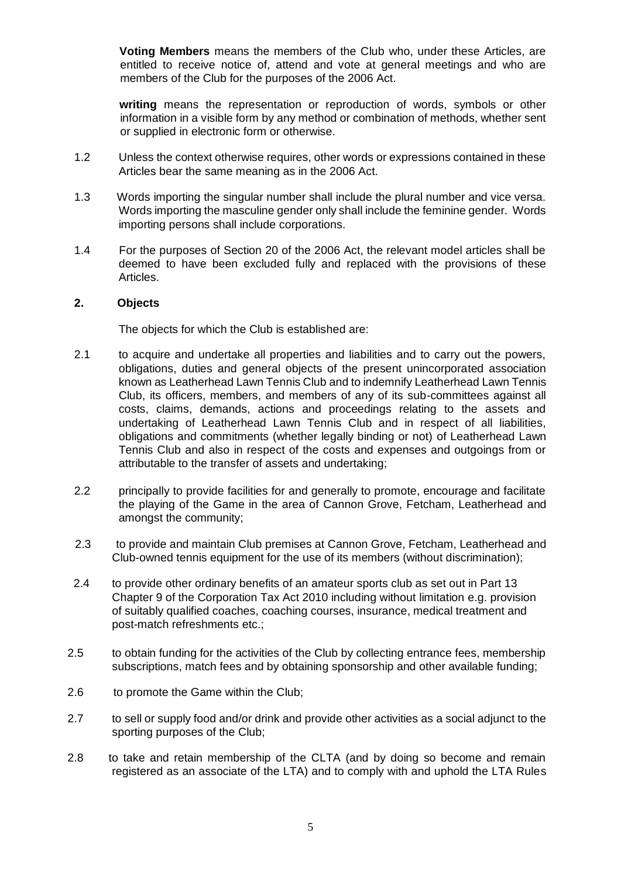**Voting Members** means the members of the Club who, under these Articles, are entitled to receive notice of, attend and vote at general meetings and who are members of the Club for the purposes of the 2006 Act.

**writing** means the representation or reproduction of words, symbols or other information in a visible form by any method or combination of methods, whether sent or supplied in electronic form or otherwise.

1.2 Unless the context otherwise requires, other words or expressions contained in these Articles bear the same meaning as in the 2006 Act.

1.3 Words importing the singular number shall include the plural number and vice versa. Words importing the masculine gender only shall include the feminine gender. Words importing persons shall include corporations.

1.4 For the purposes of Section 20 of the 2006 Act, the relevant model articles shall be deemed to have been excluded fully and replaced with the provisions of these Articles.

## 2. Objects

The objects for which the Club is established are:

2.1 to acquire and undertake all properties and liabilities and to carry out the powers, obligations, duties and general objects of the present unincorporated association known as Leatherhead Lawn Tennis Club and to indemnify Leatherhead Lawn Tennis Club, its officers, members, and members of any of its sub-committees against all costs, claims, demands, actions and proceedings relating to the assets and undertaking of Leatherhead Lawn Tennis Club and in respect of all liabilities, obligations and commitments (whether legally binding or not) of Leatherhead Lawn Tennis Club and also in respect of the costs and expenses and outgoings from or attributable to the transfer of assets and undertaking;

2.2 principally to provide facilities for and generally to promote, encourage and facilitate the playing of the Game in the area of Cannon Grove, Fetcham, Leatherhead and amongst the community;

2.3 to provide and maintain Club premises at Cannon Grove, Fetcham, Leatherhead and Club-owned tennis equipment for the use of its members (without discrimination);

2.4 to provide other ordinary benefits of an amateur sports club as set out in Part 13 Chapter 9 of the Corporation Tax Act 2010 including without limitation e.g. provision of suitably qualified coaches, coaching courses, insurance, medical treatment and post-match refreshments etc.;

2.5 to obtain funding for the activities of the Club by collecting entrance fees, membership subscriptions, match fees and by obtaining sponsorship and other available funding;

2.6 to promote the Game within the Club;

2.7 to sell or supply food and/or drink and provide other activities as a social adjunct to the sporting purposes of the Club;

2.8 to take and retain membership of the CLTA (and by doing so become and remain registered as an associate of the LTA) and to comply with and uphold the LTA Rules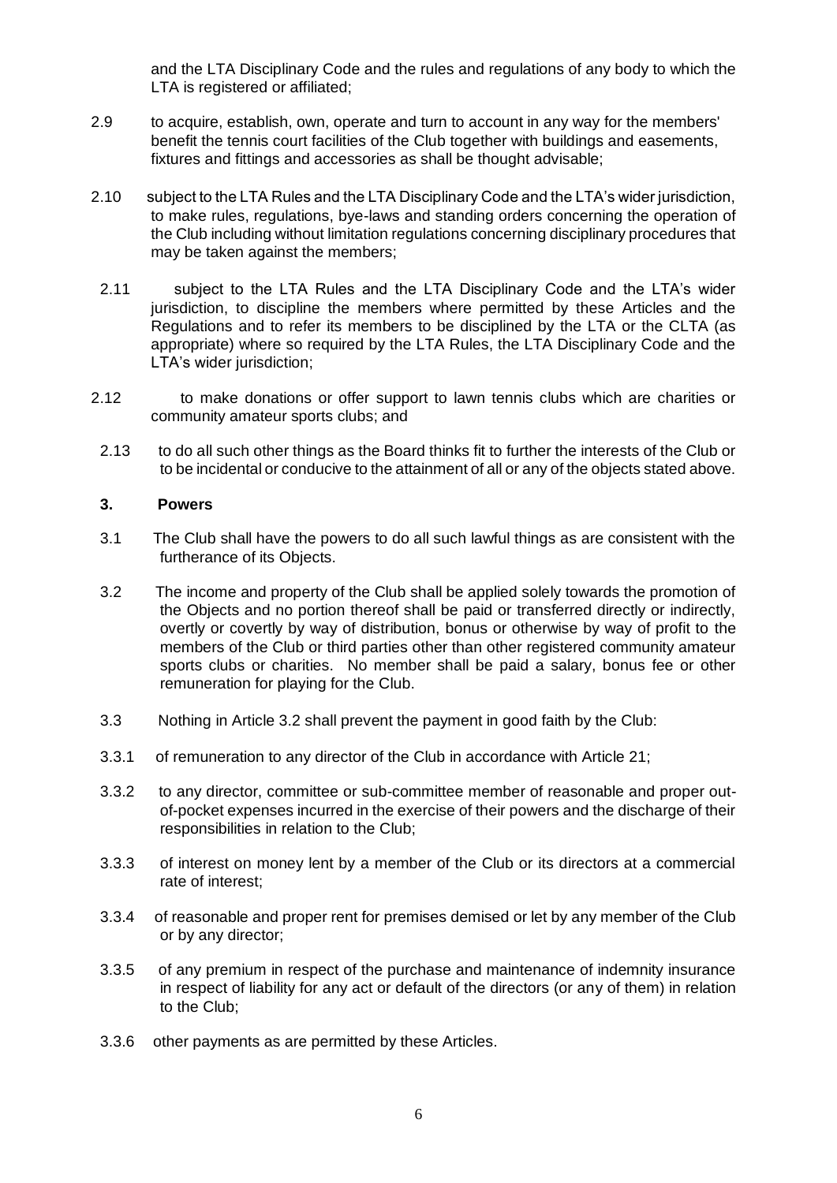and the LTA Disciplinary Code and the rules and regulations of any body to which the LTA is registered or affiliated;

2.9 to acquire, establish, own, operate and turn to account in any way for the members' benefit the tennis court facilities of the Club together with buildings and easements, fixtures and fittings and accessories as shall be thought advisable;

2.10 subject to the LTA Rules and the LTA Disciplinary Code and the LTA's wider jurisdiction, to make rules, regulations, bye-laws and standing orders concerning the operation of the Club including without limitation regulations concerning disciplinary procedures that may be taken against the members;

2.11 subject to the LTA Rules and the LTA Disciplinary Code and the LTA's wider jurisdiction, to discipline the members where permitted by these Articles and the Regulations and to refer its members to be disciplined by the LTA or the CLTA (as appropriate) where so required by the LTA Rules, the LTA Disciplinary Code and the LTA's wider jurisdiction;

2.12 to make donations or offer support to lawn tennis clubs which are charities or community amateur sports clubs; and

2.13 to do all such other things as the Board thinks fit to further the interests of the Club or to be incidental or conducive to the attainment of all or any of the objects stated above.

## 3. Powers

3.1 The Club shall have the powers to do all such lawful things as are consistent with the furtherance of its Objects.

3.2 The income and property of the Club shall be applied solely towards the promotion of the Objects and no portion thereof shall be paid or transferred directly or indirectly, overtly or covertly by way of distribution, bonus or otherwise by way of profit to the members of the Club or third parties other than other registered community amateur sports clubs or charities. No member shall be paid a salary, bonus fee or other remuneration for playing for the Club.

3.3 Nothing in Article 3.2 shall prevent the payment in good faith by the Club:

3.3.1 of remuneration to any director of the Club in accordance with Article 21;

3.3.2 to any director, committee or sub-committee member of reasonable and proper out-of-pocket expenses incurred in the exercise of their powers and the discharge of their responsibilities in relation to the Club;

3.3.3 of interest on money lent by a member of the Club or its directors at a commercial rate of interest;

3.3.4 of reasonable and proper rent for premises demised or let by any member of the Club or by any director;

3.3.5 of any premium in respect of the purchase and maintenance of indemnity insurance in respect of liability for any act or default of the directors (or any of them) in relation to the Club;

3.3.6 other payments as are permitted by these Articles.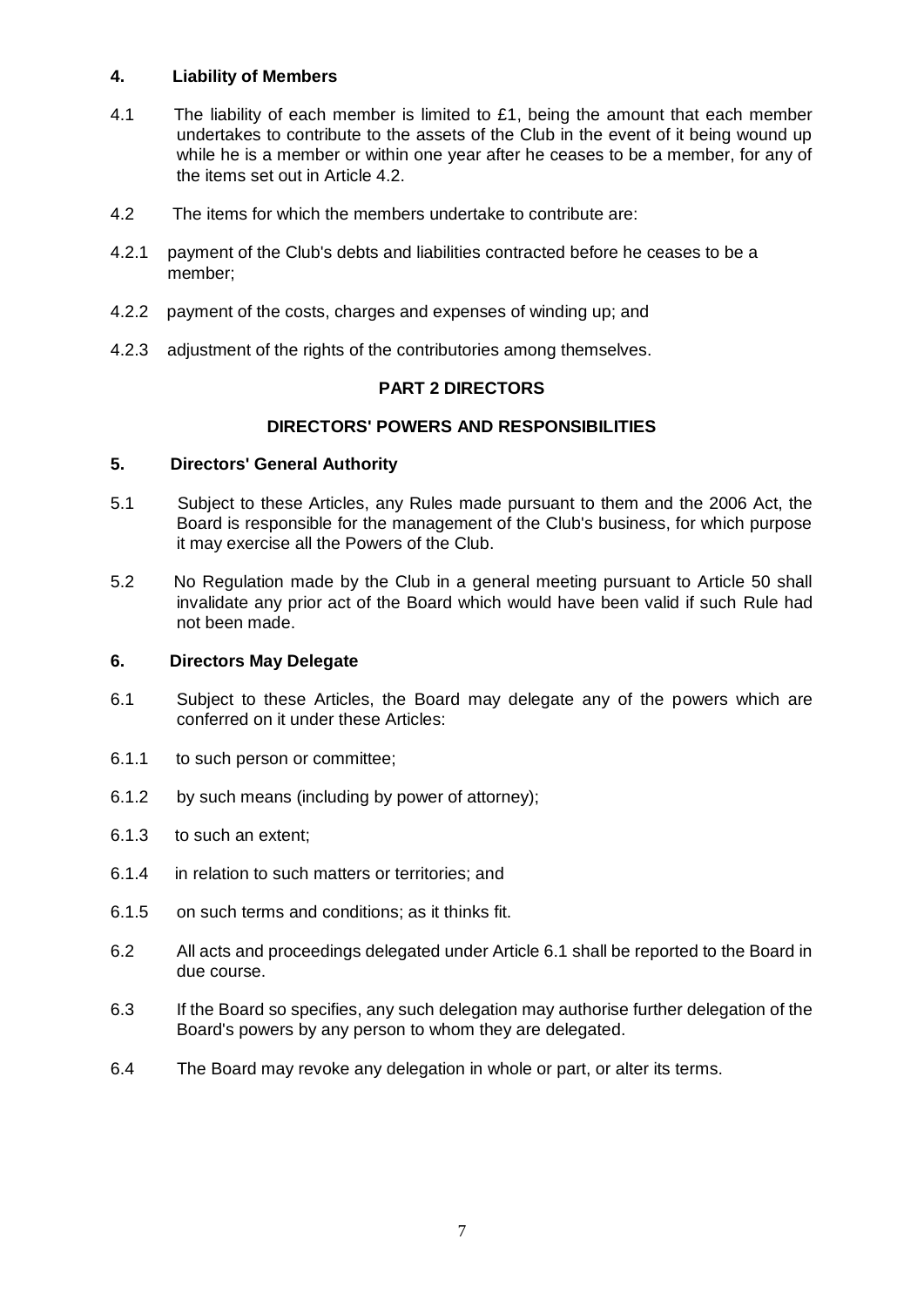**4. Liability of Members**

4.1 The liability of each member is limited to £1, being the amount that each member undertakes to contribute to the assets of the Club in the event of it being wound up while he is a member or within one year after he ceases to be a member, for any of the items set out in Article 4.2.

4.2 The items for which the members undertake to contribute are:

4.2.1 payment of the Club's debts and liabilities contracted before he ceases to be a member;

4.2.2 payment of the costs, charges and expenses of winding up; and

4.2.3 adjustment of the rights of the contributories among themselves.

## PART 2 DIRECTORS

### DIRECTORS' POWERS AND RESPONSIBILITIES

**5. Directors' General Authority**

5.1 Subject to these Articles, any Rules made pursuant to them and the 2006 Act, the Board is responsible for the management of the Club's business, for which purpose it may exercise all the Powers of the Club.

5.2 No Regulation made by the Club in a general meeting pursuant to Article 50 shall invalidate any prior act of the Board which would have been valid if such Rule had not been made.

**6. Directors May Delegate**

6.1 Subject to these Articles, the Board may delegate any of the powers which are conferred on it under these Articles:

6.1.1 to such person or committee;

6.1.2 by such means (including by power of attorney);

6.1.3 to such an extent;

6.1.4 in relation to such matters or territories; and

6.1.5 on such terms and conditions; as it thinks fit.

6.2 All acts and proceedings delegated under Article 6.1 shall be reported to the Board in due course.

6.3 If the Board so specifies, any such delegation may authorise further delegation of the Board's powers by any person to whom they are delegated.

6.4 The Board may revoke any delegation in whole or part, or alter its terms.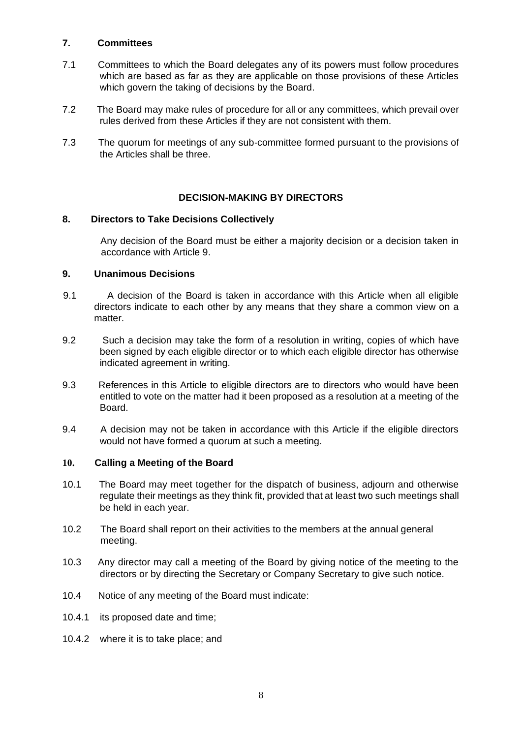## 7. Committees

7.1 Committees to which the Board delegates any of its powers must follow procedures which are based as far as they are applicable on those provisions of these Articles which govern the taking of decisions by the Board.

7.2 The Board may make rules of procedure for all or any committees, which prevail over rules derived from these Articles if they are not consistent with them.

7.3 The quorum for meetings of any sub-committee formed pursuant to the provisions of the Articles shall be three.

## DECISION-MAKING BY DIRECTORS

## 8. Directors to Take Decisions Collectively

Any decision of the Board must be either a majority decision or a decision taken in accordance with Article 9.

## 9. Unanimous Decisions

9.1 A decision of the Board is taken in accordance with this Article when all eligible directors indicate to each other by any means that they share a common view on a matter.

9.2 Such a decision may take the form of a resolution in writing, copies of which have been signed by each eligible director or to which each eligible director has otherwise indicated agreement in writing.

9.3 References in this Article to eligible directors are to directors who would have been entitled to vote on the matter had it been proposed as a resolution at a meeting of the Board.

9.4 A decision may not be taken in accordance with this Article if the eligible directors would not have formed a quorum at such a meeting.

## 10. Calling a Meeting of the Board

10.1 The Board may meet together for the dispatch of business, adjourn and otherwise regulate their meetings as they think fit, provided that at least two such meetings shall be held in each year.

10.2 The Board shall report on their activities to the members at the annual general meeting.

10.3 Any director may call a meeting of the Board by giving notice of the meeting to the directors or by directing the Secretary or Company Secretary to give such notice.

10.4 Notice of any meeting of the Board must indicate:

10.4.1 its proposed date and time;

10.4.2 where it is to take place; and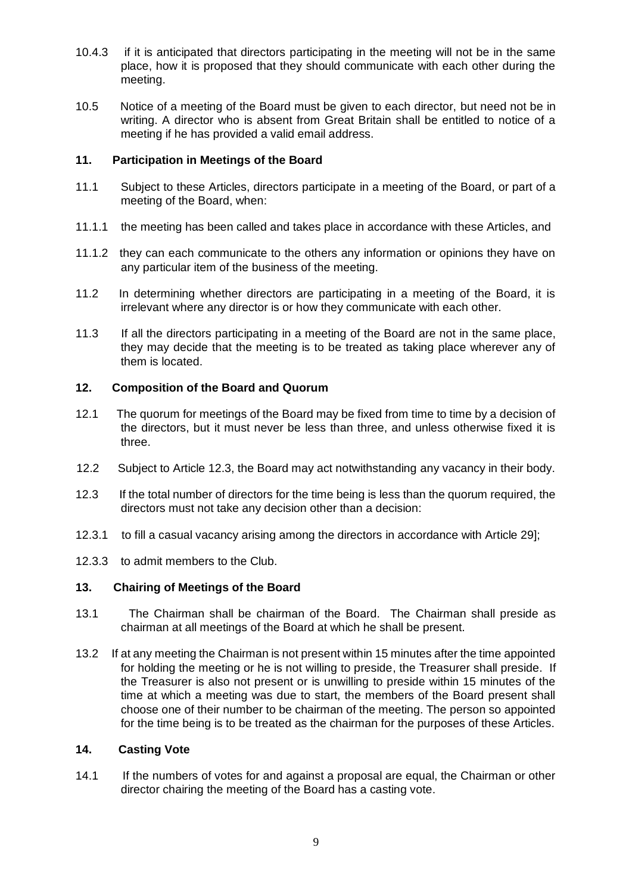10.4.3 if it is anticipated that directors participating in the meeting will not be in the same place, how it is proposed that they should communicate with each other during the meeting.

10.5 Notice of a meeting of the Board must be given to each director, but need not be in writing. A director who is absent from Great Britain shall be entitled to notice of a meeting if he has provided a valid email address.

## 11. Participation in Meetings of the Board

11.1 Subject to these Articles, directors participate in a meeting of the Board, or part of a meeting of the Board, when:

11.1.1 the meeting has been called and takes place in accordance with these Articles, and

11.1.2 they can each communicate to the others any information or opinions they have on any particular item of the business of the meeting.

11.2 In determining whether directors are participating in a meeting of the Board, it is irrelevant where any director is or how they communicate with each other.

11.3 If all the directors participating in a meeting of the Board are not in the same place, they may decide that the meeting is to be treated as taking place wherever any of them is located.

## 12. Composition of the Board and Quorum

12.1 The quorum for meetings of the Board may be fixed from time to time by a decision of the directors, but it must never be less than three, and unless otherwise fixed it is three.

12.2 Subject to Article 12.3, the Board may act notwithstanding any vacancy in their body.

12.3 If the total number of directors for the time being is less than the quorum required, the directors must not take any decision other than a decision:

12.3.1 to fill a casual vacancy arising among the directors in accordance with Article 29];

12.3.3 to admit members to the Club.

## 13. Chairing of Meetings of the Board

13.1 The Chairman shall be chairman of the Board. The Chairman shall preside as chairman at all meetings of the Board at which he shall be present.

13.2 If at any meeting the Chairman is not present within 15 minutes after the time appointed for holding the meeting or he is not willing to preside, the Treasurer shall preside. If the Treasurer is also not present or is unwilling to preside within 15 minutes of the time at which a meeting was due to start, the members of the Board present shall choose one of their number to be chairman of the meeting. The person so appointed for the time being is to be treated as the chairman for the purposes of these Articles.

## 14. Casting Vote

14.1 If the numbers of votes for and against a proposal are equal, the Chairman or other director chairing the meeting of the Board has a casting vote.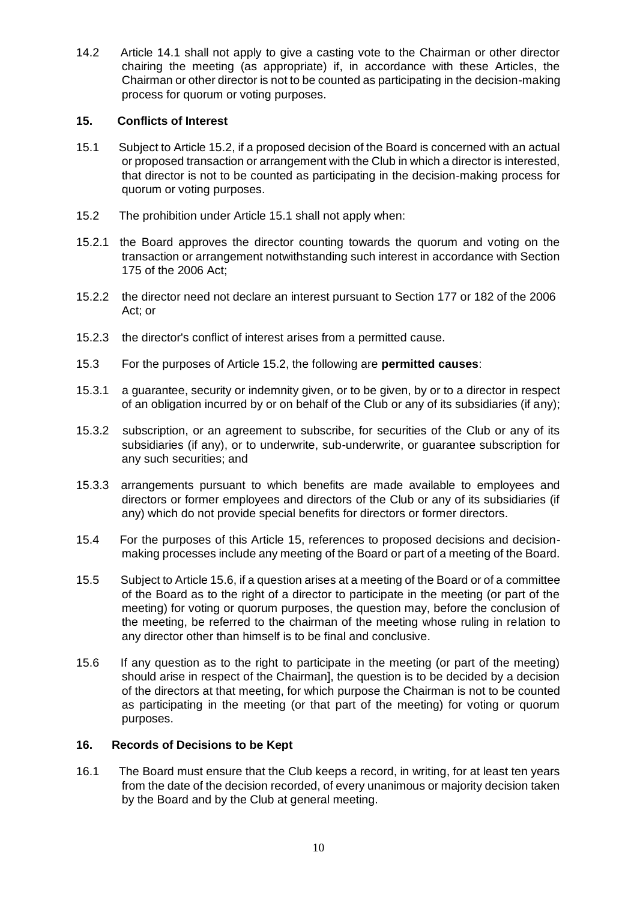14.2 Article 14.1 shall not apply to give a casting vote to the Chairman or other director chairing the meeting (as appropriate) if, in accordance with these Articles, the Chairman or other director is not to be counted as participating in the decision-making process for quorum or voting purposes.

## 15. Conflicts of Interest

15.1 Subject to Article 15.2, if a proposed decision of the Board is concerned with an actual or proposed transaction or arrangement with the Club in which a director is interested, that director is not to be counted as participating in the decision-making process for quorum or voting purposes.

15.2 The prohibition under Article 15.1 shall not apply when:

15.2.1 the Board approves the director counting towards the quorum and voting on the transaction or arrangement notwithstanding such interest in accordance with Section 175 of the 2006 Act;

15.2.2 the director need not declare an interest pursuant to Section 177 or 182 of the 2006 Act; or

15.2.3 the director's conflict of interest arises from a permitted cause.

15.3 For the purposes of Article 15.2, the following are **permitted causes**:

15.3.1 a guarantee, security or indemnity given, or to be given, by or to a director in respect of an obligation incurred by or on behalf of the Club or any of its subsidiaries (if any);

15.3.2 subscription, or an agreement to subscribe, for securities of the Club or any of its subsidiaries (if any), or to underwrite, sub-underwrite, or guarantee subscription for any such securities; and

15.3.3 arrangements pursuant to which benefits are made available to employees and directors or former employees and directors of the Club or any of its subsidiaries (if any) which do not provide special benefits for directors or former directors.

15.4 For the purposes of this Article 15, references to proposed decisions and decision-making processes include any meeting of the Board or part of a meeting of the Board.

15.5 Subject to Article 15.6, if a question arises at a meeting of the Board or of a committee of the Board as to the right of a director to participate in the meeting (or part of the meeting) for voting or quorum purposes, the question may, before the conclusion of the meeting, be referred to the chairman of the meeting whose ruling in relation to any director other than himself is to be final and conclusive.

15.6 If any question as to the right to participate in the meeting (or part of the meeting) should arise in respect of the Chairman], the question is to be decided by a decision of the directors at that meeting, for which purpose the Chairman is not to be counted as participating in the meeting (or that part of the meeting) for voting or quorum purposes.

## 16. Records of Decisions to be Kept

16.1 The Board must ensure that the Club keeps a record, in writing, for at least ten years from the date of the decision recorded, of every unanimous or majority decision taken by the Board and by the Club at general meeting.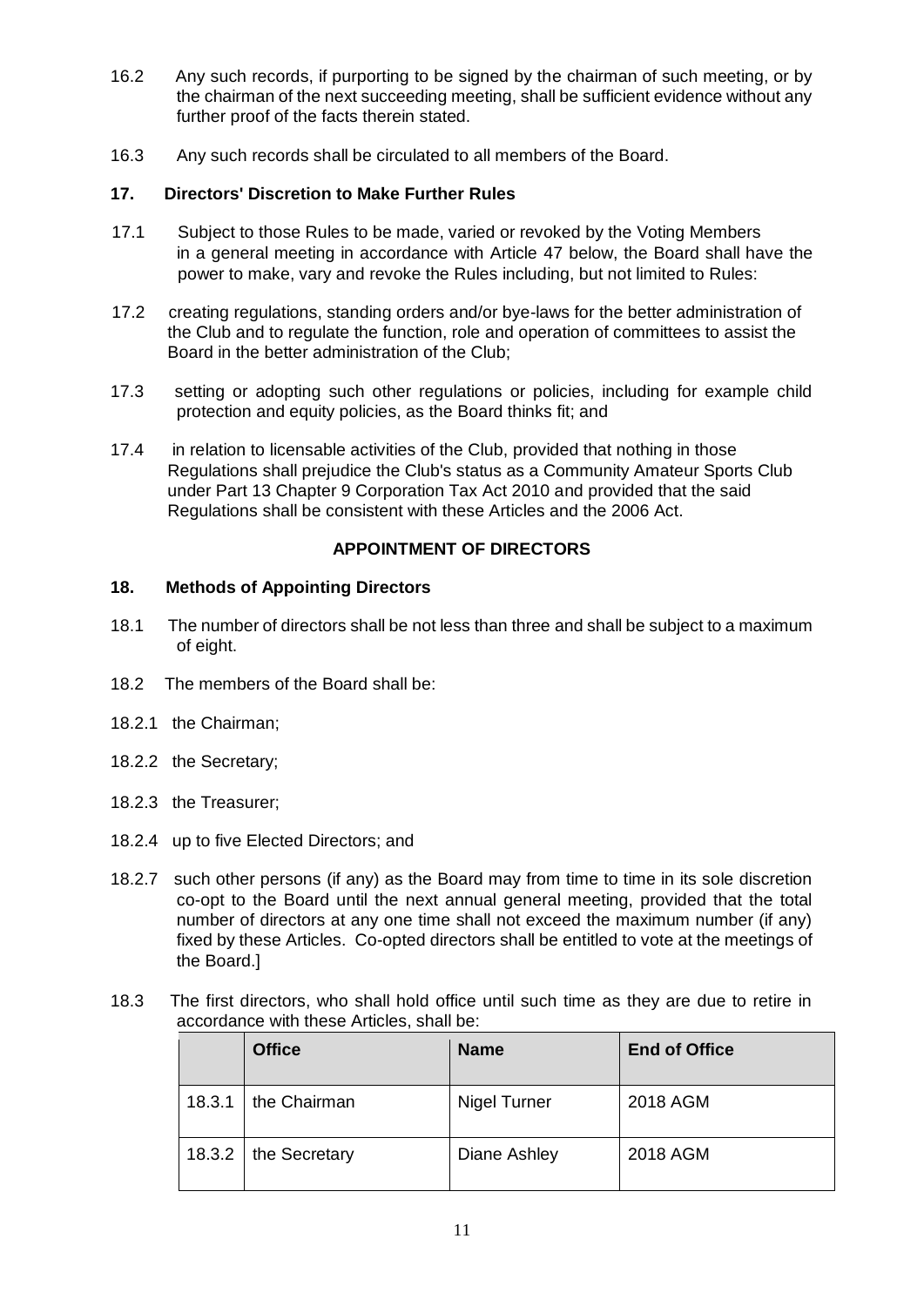16.2 Any such records, if purporting to be signed by the chairman of such meeting, or by the chairman of the next succeeding meeting, shall be sufficient evidence without any further proof of the facts therein stated.

16.3 Any such records shall be circulated to all members of the Board.

### 17. Directors' Discretion to Make Further Rules

17.1 Subject to those Rules to be made, varied or revoked by the Voting Members in a general meeting in accordance with Article 47 below, the Board shall have the power to make, vary and revoke the Rules including, but not limited to Rules:

17.2 creating regulations, standing orders and/or bye-laws for the better administration of the Club and to regulate the function, role and operation of committees to assist the Board in the better administration of the Club;

17.3 setting or adopting such other regulations or policies, including for example child protection and equity policies, as the Board thinks fit; and

17.4 in relation to licensable activities of the Club, provided that nothing in those Regulations shall prejudice the Club's status as a Community Amateur Sports Club under Part 13 Chapter 9 Corporation Tax Act 2010 and provided that the said Regulations shall be consistent with these Articles and the 2006 Act.

## APPOINTMENT OF DIRECTORS

### 18. Methods of Appointing Directors

18.1 The number of directors shall be not less than three and shall be subject to a maximum of eight.

18.2 The members of the Board shall be:

18.2.1 the Chairman;

18.2.2 the Secretary;

18.2.3 the Treasurer;

18.2.4 up to five Elected Directors; and

18.2.7 such other persons (if any) as the Board may from time to time in its sole discretion co-opt to the Board until the next annual general meeting, provided that the total number of directors at any one time shall not exceed the maximum number (if any) fixed by these Articles. Co-opted directors shall be entitled to vote at the meetings of the Board.]

18.3 The first directors, who shall hold office until such time as they are due to retire in accordance with these Articles, shall be:

| | Office | Name | End of Office |
|---|---|---|---|
| 18.3.1 | the Chairman | Nigel Turner | 2018 AGM |
| 18.3.2 | the Secretary | Diane Ashley | 2018 AGM |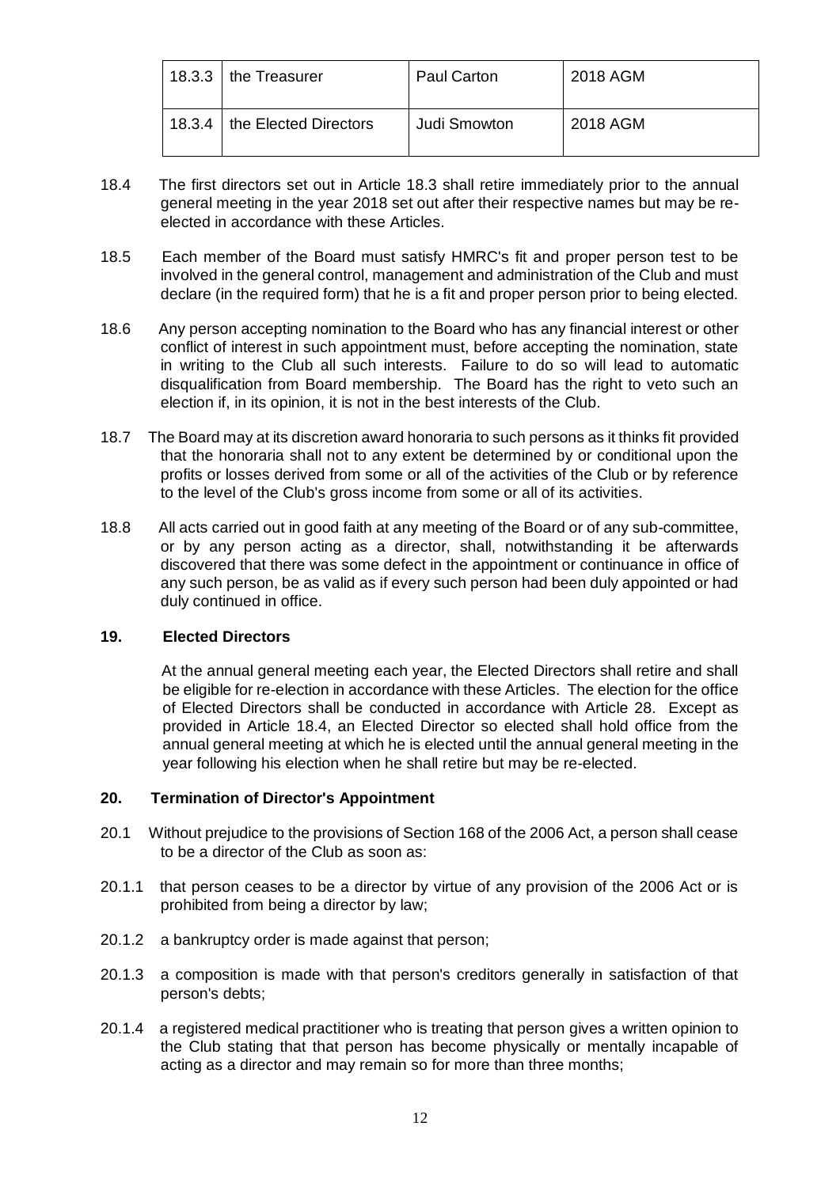| 18.3.3 | the Treasurer | Paul Carton | 2018 AGM |
|---|---|---|---|
| 18.3.4 | the Elected Directors | Judi Smowton | 2018 AGM |

18.4 The first directors set out in Article 18.3 shall retire immediately prior to the annual general meeting in the year 2018 set out after their respective names but may be re-elected in accordance with these Articles.

18.5 Each member of the Board must satisfy HMRC's fit and proper person test to be involved in the general control, management and administration of the Club and must declare (in the required form) that he is a fit and proper person prior to being elected.

18.6 Any person accepting nomination to the Board who has any financial interest or other conflict of interest in such appointment must, before accepting the nomination, state in writing to the Club all such interests. Failure to do so will lead to automatic disqualification from Board membership. The Board has the right to veto such an election if, in its opinion, it is not in the best interests of the Club.

18.7 The Board may at its discretion award honoraria to such persons as it thinks fit provided that the honoraria shall not to any extent be determined by or conditional upon the profits or losses derived from some or all of the activities of the Club or by reference to the level of the Club's gross income from some or all of its activities.

18.8 All acts carried out in good faith at any meeting of the Board or of any sub-committee, or by any person acting as a director, shall, notwithstanding it be afterwards discovered that there was some defect in the appointment or continuance in office of any such person, be as valid as if every such person had been duly appointed or had duly continued in office.

## 19. Elected Directors

At the annual general meeting each year, the Elected Directors shall retire and shall be eligible for re-election in accordance with these Articles. The election for the office of Elected Directors shall be conducted in accordance with Article 28. Except as provided in Article 18.4, an Elected Director so elected shall hold office from the annual general meeting at which he is elected until the annual general meeting in the year following his election when he shall retire but may be re-elected.

## 20. Termination of Director's Appointment

20.1 Without prejudice to the provisions of Section 168 of the 2006 Act, a person shall cease to be a director of the Club as soon as:

20.1.1 that person ceases to be a director by virtue of any provision of the 2006 Act or is prohibited from being a director by law;

20.1.2 a bankruptcy order is made against that person;

20.1.3 a composition is made with that person's creditors generally in satisfaction of that person's debts;

20.1.4 a registered medical practitioner who is treating that person gives a written opinion to the Club stating that that person has become physically or mentally incapable of acting as a director and may remain so for more than three months;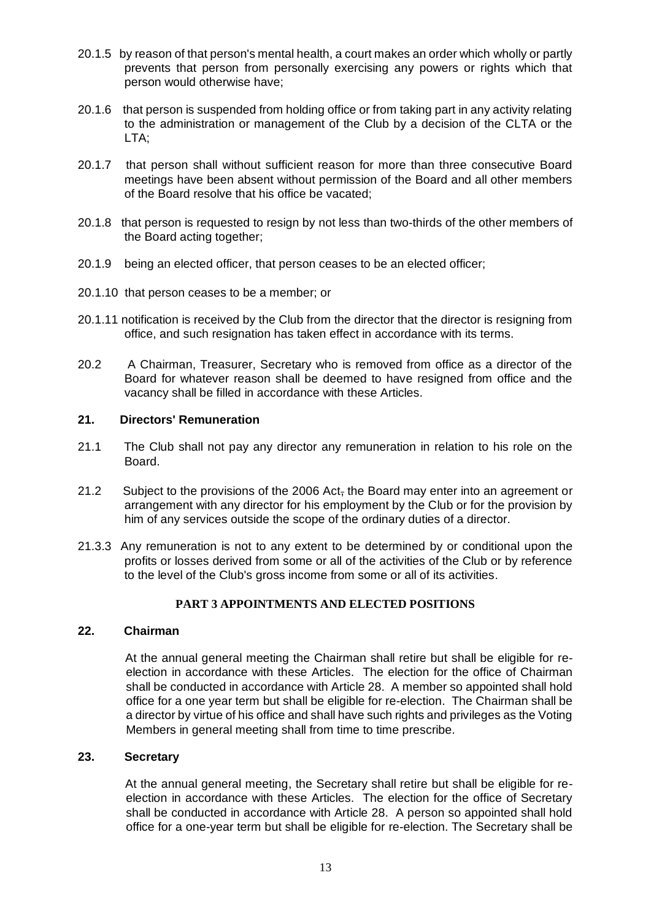20.1.5 by reason of that person's mental health, a court makes an order which wholly or partly prevents that person from personally exercising any powers or rights which that person would otherwise have;

20.1.6 that person is suspended from holding office or from taking part in any activity relating to the administration or management of the Club by a decision of the CLTA or the LTA;

20.1.7 that person shall without sufficient reason for more than three consecutive Board meetings have been absent without permission of the Board and all other members of the Board resolve that his office be vacated;

20.1.8 that person is requested to resign by not less than two-thirds of the other members of the Board acting together;

20.1.9 being an elected officer, that person ceases to be an elected officer;

20.1.10 that person ceases to be a member; or

20.1.11 notification is received by the Club from the director that the director is resigning from office, and such resignation has taken effect in accordance with its terms.

20.2 A Chairman, Treasurer, Secretary who is removed from office as a director of the Board for whatever reason shall be deemed to have resigned from office and the vacancy shall be filled in accordance with these Articles.

## 21. Directors' Remuneration

21.1 The Club shall not pay any director any remuneration in relation to his role on the Board.

21.2 Subject to the provisions of the 2006 Act, the Board may enter into an agreement or arrangement with any director for his employment by the Club or for the provision by him of any services outside the scope of the ordinary duties of a director.

21.3.3 Any remuneration is not to any extent to be determined by or conditional upon the profits or losses derived from some or all of the activities of the Club or by reference to the level of the Club's gross income from some or all of its activities.

# PART 3 APPOINTMENTS AND ELECTED POSITIONS

## 22. Chairman

At the annual general meeting the Chairman shall retire but shall be eligible for re-election in accordance with these Articles. The election for the office of Chairman shall be conducted in accordance with Article 28. A member so appointed shall hold office for a one year term but shall be eligible for re-election. The Chairman shall be a director by virtue of his office and shall have such rights and privileges as the Voting Members in general meeting shall from time to time prescribe.

## 23. Secretary

At the annual general meeting, the Secretary shall retire but shall be eligible for re-election in accordance with these Articles. The election for the office of Secretary shall be conducted in accordance with Article 28. A person so appointed shall hold office for a one-year term but shall be eligible for re-election. The Secretary shall be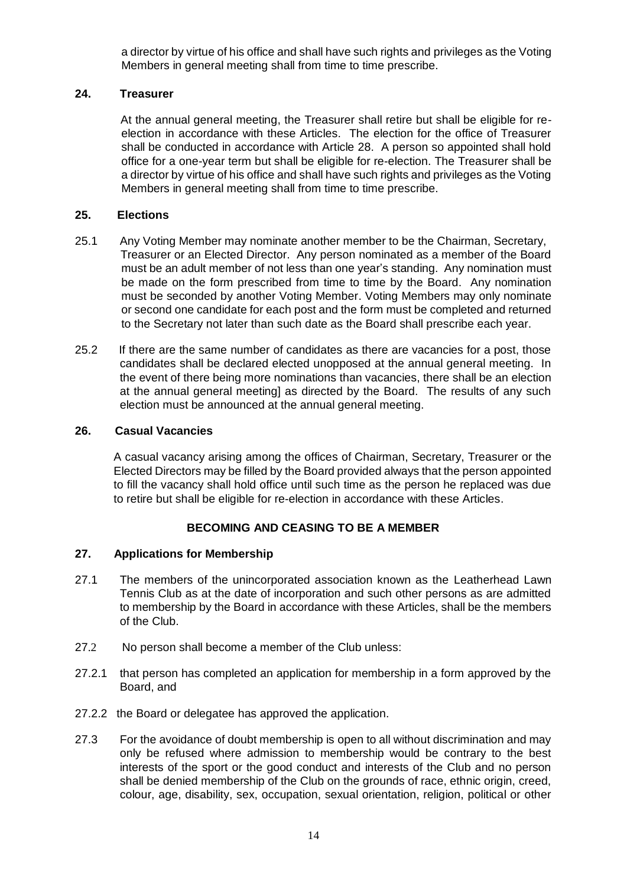a director by virtue of his office and shall have such rights and privileges as the Voting Members in general meeting shall from time to time prescribe.

### 24. Treasurer

At the annual general meeting, the Treasurer shall retire but shall be eligible for re-election in accordance with these Articles. The election for the office of Treasurer shall be conducted in accordance with Article 28. A person so appointed shall hold office for a one-year term but shall be eligible for re-election. The Treasurer shall be a director by virtue of his office and shall have such rights and privileges as the Voting Members in general meeting shall from time to time prescribe.

### 25. Elections

25.1 Any Voting Member may nominate another member to be the Chairman, Secretary, Treasurer or an Elected Director. Any person nominated as a member of the Board must be an adult member of not less than one year's standing. Any nomination must be made on the form prescribed from time to time by the Board. Any nomination must be seconded by another Voting Member. Voting Members may only nominate or second one candidate for each post and the form must be completed and returned to the Secretary not later than such date as the Board shall prescribe each year.

25.2 If there are the same number of candidates as there are vacancies for a post, those candidates shall be declared elected unopposed at the annual general meeting. In the event of there being more nominations than vacancies, there shall be an election at the annual general meeting] as directed by the Board. The results of any such election must be announced at the annual general meeting.

### 26. Casual Vacancies

A casual vacancy arising among the offices of Chairman, Secretary, Treasurer or the Elected Directors may be filled by the Board provided always that the person appointed to fill the vacancy shall hold office until such time as the person he replaced was due to retire but shall be eligible for re-election in accordance with these Articles.

## BECOMING AND CEASING TO BE A MEMBER

### 27. Applications for Membership

27.1 The members of the unincorporated association known as the Leatherhead Lawn Tennis Club as at the date of incorporation and such other persons as are admitted to membership by the Board in accordance with these Articles, shall be the members of the Club.

27.2 No person shall become a member of the Club unless:

27.2.1 that person has completed an application for membership in a form approved by the Board, and

27.2.2 the Board or delegatee has approved the application.

27.3 For the avoidance of doubt membership is open to all without discrimination and may only be refused where admission to membership would be contrary to the best interests of the sport or the good conduct and interests of the Club and no person shall be denied membership of the Club on the grounds of race, ethnic origin, creed, colour, age, disability, sex, occupation, sexual orientation, religion, political or other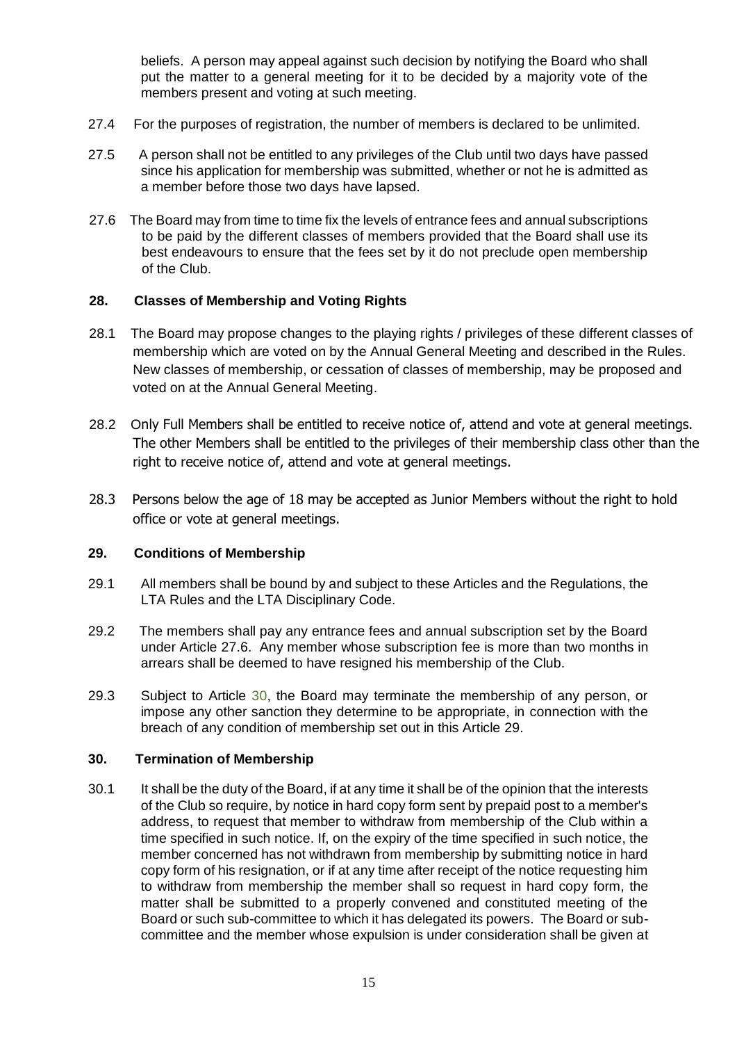beliefs. A person may appeal against such decision by notifying the Board who shall put the matter to a general meeting for it to be decided by a majority vote of the members present and voting at such meeting.

27.4 For the purposes of registration, the number of members is declared to be unlimited.

27.5 A person shall not be entitled to any privileges of the Club until two days have passed since his application for membership was submitted, whether or not he is admitted as a member before those two days have lapsed.

27.6 The Board may from time to time fix the levels of entrance fees and annual subscriptions to be paid by the different classes of members provided that the Board shall use its best endeavours to ensure that the fees set by it do not preclude open membership of the Club.

## 28. Classes of Membership and Voting Rights

28.1 The Board may propose changes to the playing rights / privileges of these different classes of membership which are voted on by the Annual General Meeting and described in the Rules. New classes of membership, or cessation of classes of membership, may be proposed and voted on at the Annual General Meeting.

28.2 Only Full Members shall be entitled to receive notice of, attend and vote at general meetings. The other Members shall be entitled to the privileges of their membership class other than the right to receive notice of, attend and vote at general meetings.

28.3 Persons below the age of 18 may be accepted as Junior Members without the right to hold office or vote at general meetings.

## 29. Conditions of Membership

29.1 All members shall be bound by and subject to these Articles and the Regulations, the LTA Rules and the LTA Disciplinary Code.

29.2 The members shall pay any entrance fees and annual subscription set by the Board under Article 27.6. Any member whose subscription fee is more than two months in arrears shall be deemed to have resigned his membership of the Club.

29.3 Subject to Article 30, the Board may terminate the membership of any person, or impose any other sanction they determine to be appropriate, in connection with the breach of any condition of membership set out in this Article 29.

## 30. Termination of Membership

30.1 It shall be the duty of the Board, if at any time it shall be of the opinion that the interests of the Club so require, by notice in hard copy form sent by prepaid post to a member's address, to request that member to withdraw from membership of the Club within a time specified in such notice. If, on the expiry of the time specified in such notice, the member concerned has not withdrawn from membership by submitting notice in hard copy form of his resignation, or if at any time after receipt of the notice requesting him to withdraw from membership the member shall so request in hard copy form, the matter shall be submitted to a properly convened and constituted meeting of the Board or such sub-committee to which it has delegated its powers. The Board or sub-committee and the member whose expulsion is under consideration shall be given at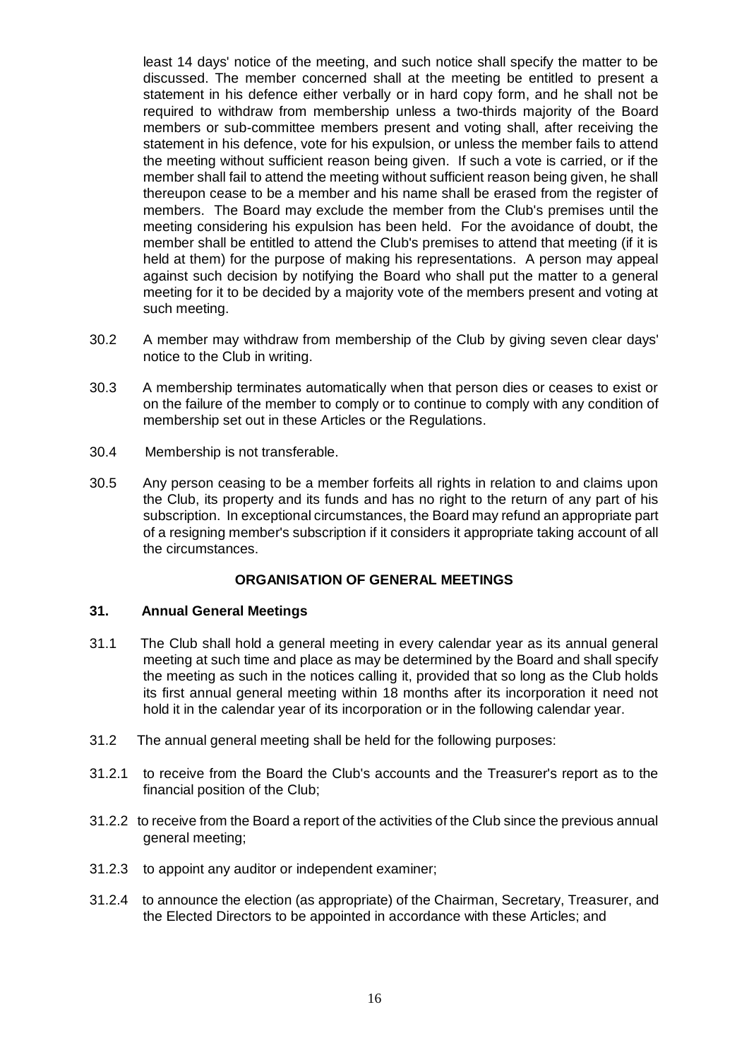least 14 days' notice of the meeting, and such notice shall specify the matter to be discussed. The member concerned shall at the meeting be entitled to present a statement in his defence either verbally or in hard copy form, and he shall not be required to withdraw from membership unless a two-thirds majority of the Board members or sub-committee members present and voting shall, after receiving the statement in his defence, vote for his expulsion, or unless the member fails to attend the meeting without sufficient reason being given. If such a vote is carried, or if the member shall fail to attend the meeting without sufficient reason being given, he shall thereupon cease to be a member and his name shall be erased from the register of members. The Board may exclude the member from the Club's premises until the meeting considering his expulsion has been held. For the avoidance of doubt, the member shall be entitled to attend the Club's premises to attend that meeting (if it is held at them) for the purpose of making his representations. A person may appeal against such decision by notifying the Board who shall put the matter to a general meeting for it to be decided by a majority vote of the members present and voting at such meeting.

30.2 A member may withdraw from membership of the Club by giving seven clear days' notice to the Club in writing.

30.3 A membership terminates automatically when that person dies or ceases to exist or on the failure of the member to comply or to continue to comply with any condition of membership set out in these Articles or the Regulations.

30.4 Membership is not transferable.

30.5 Any person ceasing to be a member forfeits all rights in relation to and claims upon the Club, its property and its funds and has no right to the return of any part of his subscription. In exceptional circumstances, the Board may refund an appropriate part of a resigning member's subscription if it considers it appropriate taking account of all the circumstances.

## ORGANISATION OF GENERAL MEETINGS

### 31. Annual General Meetings

31.1 The Club shall hold a general meeting in every calendar year as its annual general meeting at such time and place as may be determined by the Board and shall specify the meeting as such in the notices calling it, provided that so long as the Club holds its first annual general meeting within 18 months after its incorporation it need not hold it in the calendar year of its incorporation or in the following calendar year.

31.2 The annual general meeting shall be held for the following purposes:

31.2.1 to receive from the Board the Club's accounts and the Treasurer's report as to the financial position of the Club;

31.2.2 to receive from the Board a report of the activities of the Club since the previous annual general meeting;

31.2.3 to appoint any auditor or independent examiner;

31.2.4 to announce the election (as appropriate) of the Chairman, Secretary, Treasurer, and the Elected Directors to be appointed in accordance with these Articles; and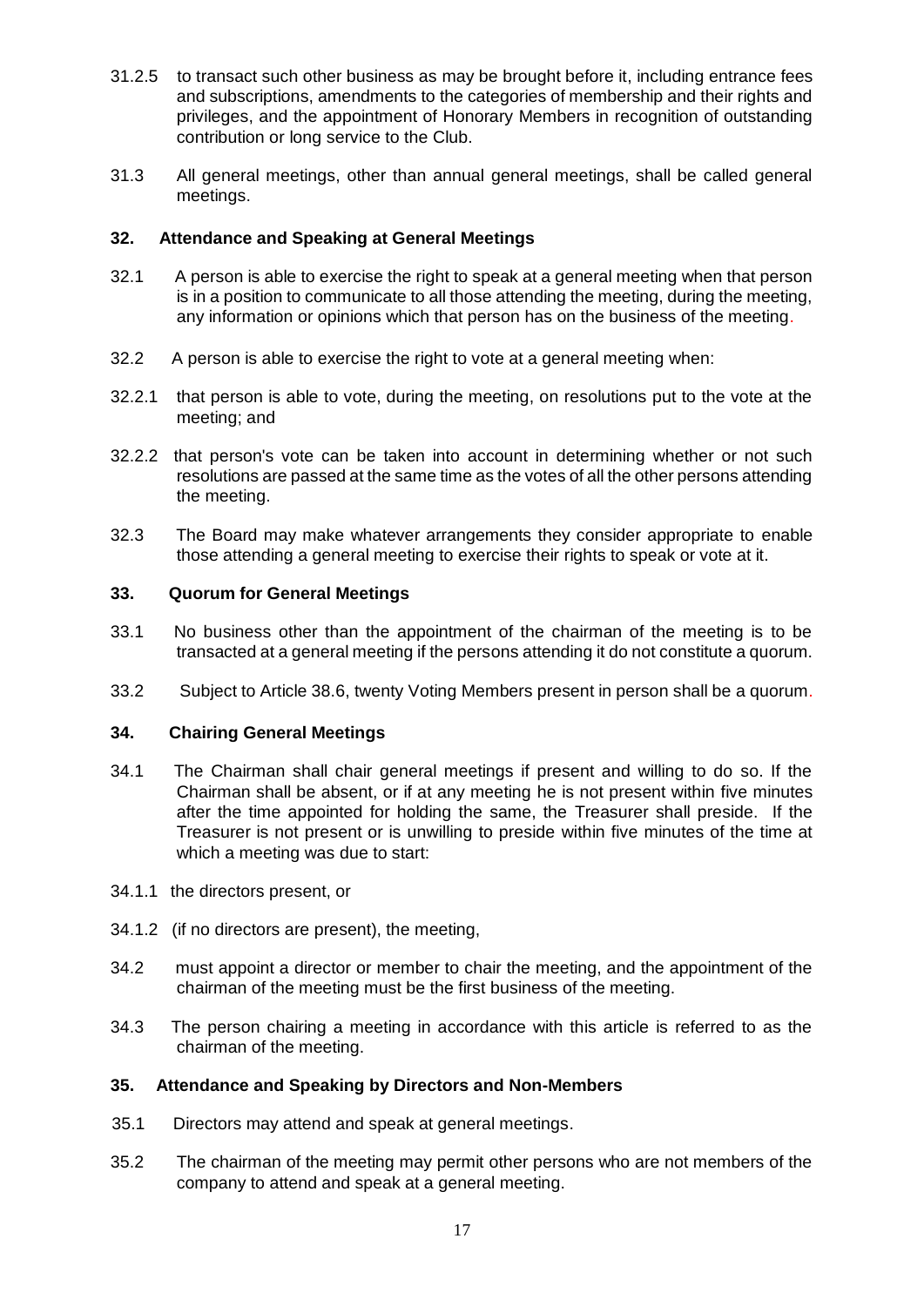31.2.5 to transact such other business as may be brought before it, including entrance fees and subscriptions, amendments to the categories of membership and their rights and privileges, and the appointment of Honorary Members in recognition of outstanding contribution or long service to the Club.

31.3 All general meetings, other than annual general meetings, shall be called general meetings.

### 32. Attendance and Speaking at General Meetings

32.1 A person is able to exercise the right to speak at a general meeting when that person is in a position to communicate to all those attending the meeting, during the meeting, any information or opinions which that person has on the business of the meeting.

32.2 A person is able to exercise the right to vote at a general meeting when:

32.2.1 that person is able to vote, during the meeting, on resolutions put to the vote at the meeting; and

32.2.2 that person's vote can be taken into account in determining whether or not such resolutions are passed at the same time as the votes of all the other persons attending the meeting.

32.3 The Board may make whatever arrangements they consider appropriate to enable those attending a general meeting to exercise their rights to speak or vote at it.

### 33. Quorum for General Meetings

33.1 No business other than the appointment of the chairman of the meeting is to be transacted at a general meeting if the persons attending it do not constitute a quorum.

33.2 Subject to Article 38.6, twenty Voting Members present in person shall be a quorum.

### 34. Chairing General Meetings

34.1 The Chairman shall chair general meetings if present and willing to do so. If the Chairman shall be absent, or if at any meeting he is not present within five minutes after the time appointed for holding the same, the Treasurer shall preside. If the Treasurer is not present or is unwilling to preside within five minutes of the time at which a meeting was due to start:

34.1.1 the directors present, or

34.1.2 (if no directors are present), the meeting,

34.2 must appoint a director or member to chair the meeting, and the appointment of the chairman of the meeting must be the first business of the meeting.

34.3 The person chairing a meeting in accordance with this article is referred to as the chairman of the meeting.

### 35. Attendance and Speaking by Directors and Non-Members

35.1 Directors may attend and speak at general meetings.

35.2 The chairman of the meeting may permit other persons who are not members of the company to attend and speak at a general meeting.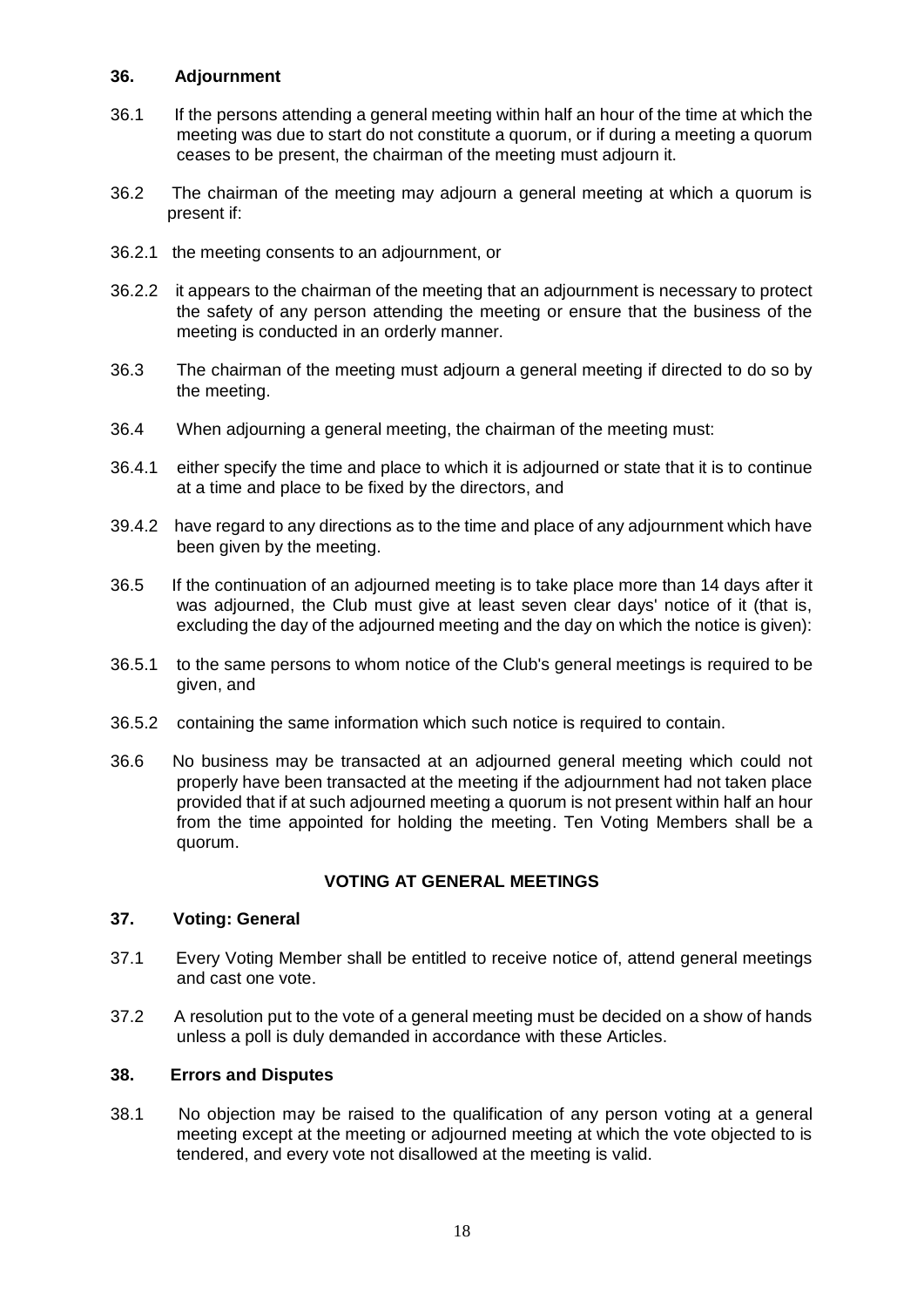### 36. Adjournment

36.1 If the persons attending a general meeting within half an hour of the time at which the meeting was due to start do not constitute a quorum, or if during a meeting a quorum ceases to be present, the chairman of the meeting must adjourn it.

36.2 The chairman of the meeting may adjourn a general meeting at which a quorum is present if:

36.2.1 the meeting consents to an adjournment, or

36.2.2 it appears to the chairman of the meeting that an adjournment is necessary to protect the safety of any person attending the meeting or ensure that the business of the meeting is conducted in an orderly manner.

36.3 The chairman of the meeting must adjourn a general meeting if directed to do so by the meeting.

36.4 When adjourning a general meeting, the chairman of the meeting must:

36.4.1 either specify the time and place to which it is adjourned or state that it is to continue at a time and place to be fixed by the directors, and

39.4.2 have regard to any directions as to the time and place of any adjournment which have been given by the meeting.

36.5 If the continuation of an adjourned meeting is to take place more than 14 days after it was adjourned, the Club must give at least seven clear days' notice of it (that is, excluding the day of the adjourned meeting and the day on which the notice is given):

36.5.1 to the same persons to whom notice of the Club's general meetings is required to be given, and

36.5.2 containing the same information which such notice is required to contain.

36.6 No business may be transacted at an adjourned general meeting which could not properly have been transacted at the meeting if the adjournment had not taken place provided that if at such adjourned meeting a quorum is not present within half an hour from the time appointed for holding the meeting. Ten Voting Members shall be a quorum.

## VOTING AT GENERAL MEETINGS

### 37. Voting: General

37.1 Every Voting Member shall be entitled to receive notice of, attend general meetings and cast one vote.

37.2 A resolution put to the vote of a general meeting must be decided on a show of hands unless a poll is duly demanded in accordance with these Articles.

### 38. Errors and Disputes

38.1 No objection may be raised to the qualification of any person voting at a general meeting except at the meeting or adjourned meeting at which the vote objected to is tendered, and every vote not disallowed at the meeting is valid.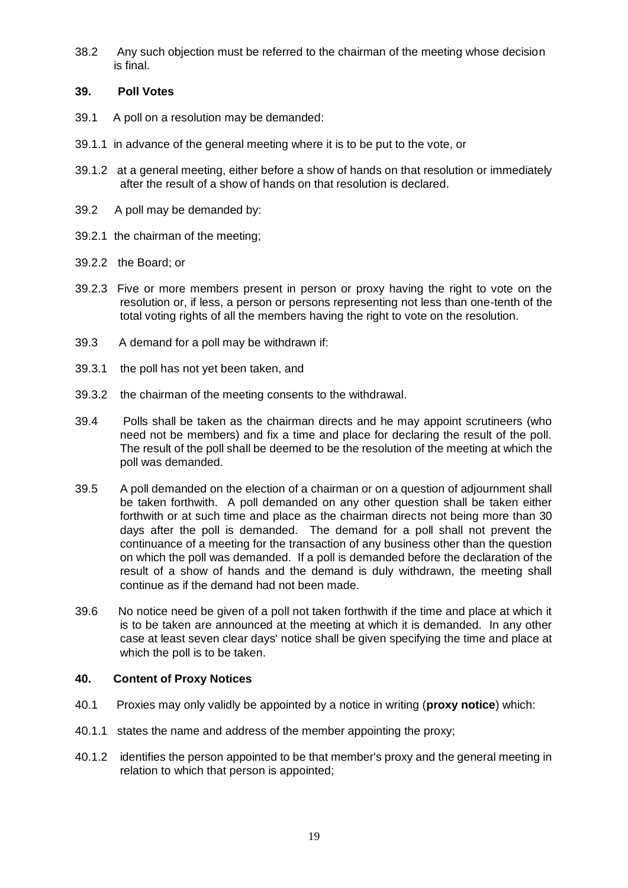38.2 Any such objection must be referred to the chairman of the meeting whose decision is final.

### 39. Poll Votes

39.1 A poll on a resolution may be demanded:

39.1.1 in advance of the general meeting where it is to be put to the vote, or

39.1.2 at a general meeting, either before a show of hands on that resolution or immediately after the result of a show of hands on that resolution is declared.

39.2 A poll may be demanded by:

39.2.1 the chairman of the meeting;

39.2.2 the Board; or

39.2.3 Five or more members present in person or proxy having the right to vote on the resolution or, if less, a person or persons representing not less than one-tenth of the total voting rights of all the members having the right to vote on the resolution.

39.3 A demand for a poll may be withdrawn if:

39.3.1 the poll has not yet been taken, and

39.3.2 the chairman of the meeting consents to the withdrawal.

39.4 Polls shall be taken as the chairman directs and he may appoint scrutineers (who need not be members) and fix a time and place for declaring the result of the poll. The result of the poll shall be deemed to be the resolution of the meeting at which the poll was demanded.

39.5 A poll demanded on the election of a chairman or on a question of adjournment shall be taken forthwith. A poll demanded on any other question shall be taken either forthwith or at such time and place as the chairman directs not being more than 30 days after the poll is demanded. The demand for a poll shall not prevent the continuance of a meeting for the transaction of any business other than the question on which the poll was demanded. If a poll is demanded before the declaration of the result of a show of hands and the demand is duly withdrawn, the meeting shall continue as if the demand had not been made.

39.6 No notice need be given of a poll not taken forthwith if the time and place at which it is to be taken are announced at the meeting at which it is demanded. In any other case at least seven clear days' notice shall be given specifying the time and place at which the poll is to be taken.

### 40. Content of Proxy Notices

40.1 Proxies may only validly be appointed by a notice in writing (**proxy notice**) which:

40.1.1 states the name and address of the member appointing the proxy;

40.1.2 identifies the person appointed to be that member's proxy and the general meeting in relation to which that person is appointed;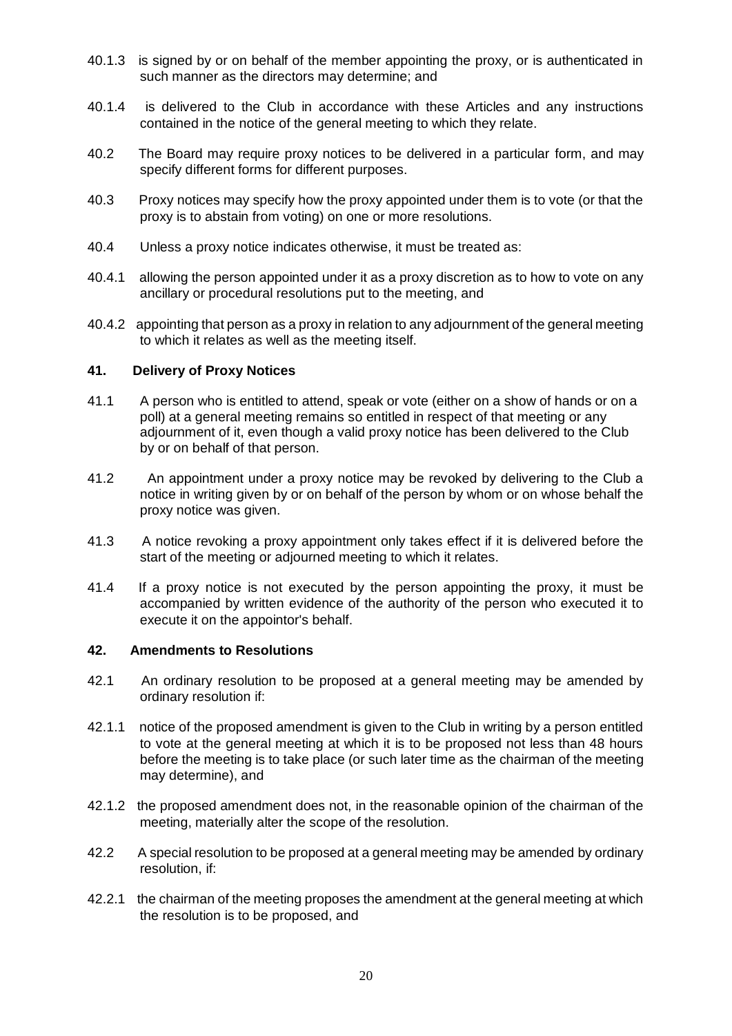40.1.3 is signed by or on behalf of the member appointing the proxy, or is authenticated in such manner as the directors may determine; and

40.1.4 is delivered to the Club in accordance with these Articles and any instructions contained in the notice of the general meeting to which they relate.

40.2 The Board may require proxy notices to be delivered in a particular form, and may specify different forms for different purposes.

40.3 Proxy notices may specify how the proxy appointed under them is to vote (or that the proxy is to abstain from voting) on one or more resolutions.

40.4 Unless a proxy notice indicates otherwise, it must be treated as:

40.4.1 allowing the person appointed under it as a proxy discretion as to how to vote on any ancillary or procedural resolutions put to the meeting, and

40.4.2 appointing that person as a proxy in relation to any adjournment of the general meeting to which it relates as well as the meeting itself.

**41. Delivery of Proxy Notices**

41.1 A person who is entitled to attend, speak or vote (either on a show of hands or on a poll) at a general meeting remains so entitled in respect of that meeting or any adjournment of it, even though a valid proxy notice has been delivered to the Club by or on behalf of that person.

41.2 An appointment under a proxy notice may be revoked by delivering to the Club a notice in writing given by or on behalf of the person by whom or on whose behalf the proxy notice was given.

41.3 A notice revoking a proxy appointment only takes effect if it is delivered before the start of the meeting or adjourned meeting to which it relates.

41.4 If a proxy notice is not executed by the person appointing the proxy, it must be accompanied by written evidence of the authority of the person who executed it to execute it on the appointor's behalf.

**42. Amendments to Resolutions**

42.1 An ordinary resolution to be proposed at a general meeting may be amended by ordinary resolution if:

42.1.1 notice of the proposed amendment is given to the Club in writing by a person entitled to vote at the general meeting at which it is to be proposed not less than 48 hours before the meeting is to take place (or such later time as the chairman of the meeting may determine), and

42.1.2 the proposed amendment does not, in the reasonable opinion of the chairman of the meeting, materially alter the scope of the resolution.

42.2 A special resolution to be proposed at a general meeting may be amended by ordinary resolution, if:

42.2.1 the chairman of the meeting proposes the amendment at the general meeting at which the resolution is to be proposed, and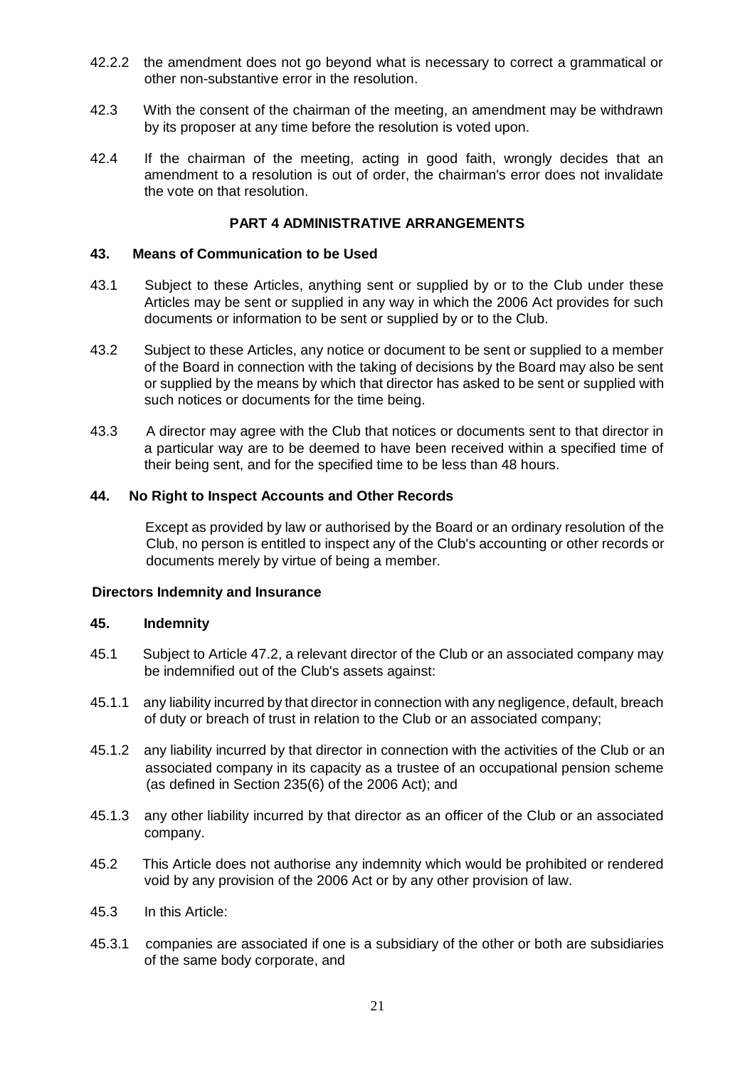42.2.2 the amendment does not go beyond what is necessary to correct a grammatical or other non-substantive error in the resolution.

42.3 With the consent of the chairman of the meeting, an amendment may be withdrawn by its proposer at any time before the resolution is voted upon.

42.4 If the chairman of the meeting, acting in good faith, wrongly decides that an amendment to a resolution is out of order, the chairman's error does not invalidate the vote on that resolution.

## PART 4 ADMINISTRATIVE ARRANGEMENTS

### 43. Means of Communication to be Used

43.1 Subject to these Articles, anything sent or supplied by or to the Club under these Articles may be sent or supplied in any way in which the 2006 Act provides for such documents or information to be sent or supplied by or to the Club.

43.2 Subject to these Articles, any notice or document to be sent or supplied to a member of the Board in connection with the taking of decisions by the Board may also be sent or supplied by the means by which that director has asked to be sent or supplied with such notices or documents for the time being.

43.3 A director may agree with the Club that notices or documents sent to that director in a particular way are to be deemed to have been received within a specified time of their being sent, and for the specified time to be less than 48 hours.

### 44. No Right to Inspect Accounts and Other Records

Except as provided by law or authorised by the Board or an ordinary resolution of the Club, no person is entitled to inspect any of the Club's accounting or other records or documents merely by virtue of being a member.

### Directors Indemnity and Insurance

### 45. Indemnity

45.1 Subject to Article 47.2, a relevant director of the Club or an associated company may be indemnified out of the Club's assets against:

45.1.1 any liability incurred by that director in connection with any negligence, default, breach of duty or breach of trust in relation to the Club or an associated company;

45.1.2 any liability incurred by that director in connection with the activities of the Club or an associated company in its capacity as a trustee of an occupational pension scheme (as defined in Section 235(6) of the 2006 Act); and

45.1.3 any other liability incurred by that director as an officer of the Club or an associated company.

45.2 This Article does not authorise any indemnity which would be prohibited or rendered void by any provision of the 2006 Act or by any other provision of law.

45.3 In this Article:

45.3.1 companies are associated if one is a subsidiary of the other or both are subsidiaries of the same body corporate, and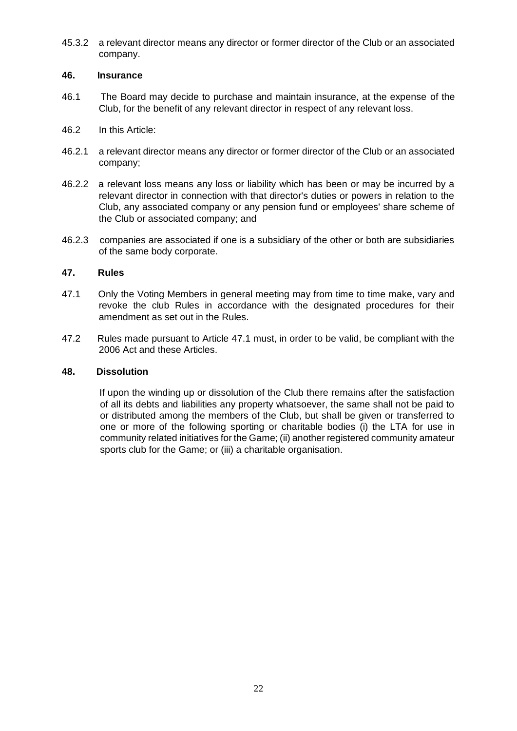45.3.2 a relevant director means any director or former director of the Club or an associated company.

## 46. Insurance

46.1 The Board may decide to purchase and maintain insurance, at the expense of the Club, for the benefit of any relevant director in respect of any relevant loss.

46.2 In this Article:

46.2.1 a relevant director means any director or former director of the Club or an associated company;

46.2.2 a relevant loss means any loss or liability which has been or may be incurred by a relevant director in connection with that director's duties or powers in relation to the Club, any associated company or any pension fund or employees' share scheme of the Club or associated company; and

46.2.3 companies are associated if one is a subsidiary of the other or both are subsidiaries of the same body corporate.

## 47. Rules

47.1 Only the Voting Members in general meeting may from time to time make, vary and revoke the club Rules in accordance with the designated procedures for their amendment as set out in the Rules.

47.2 Rules made pursuant to Article 47.1 must, in order to be valid, be compliant with the 2006 Act and these Articles.

## 48. Dissolution

If upon the winding up or dissolution of the Club there remains after the satisfaction of all its debts and liabilities any property whatsoever, the same shall not be paid to or distributed among the members of the Club, but shall be given or transferred to one or more of the following sporting or charitable bodies (i) the LTA for use in community related initiatives for the Game; (ii) another registered community amateur sports club for the Game; or (iii) a charitable organisation.